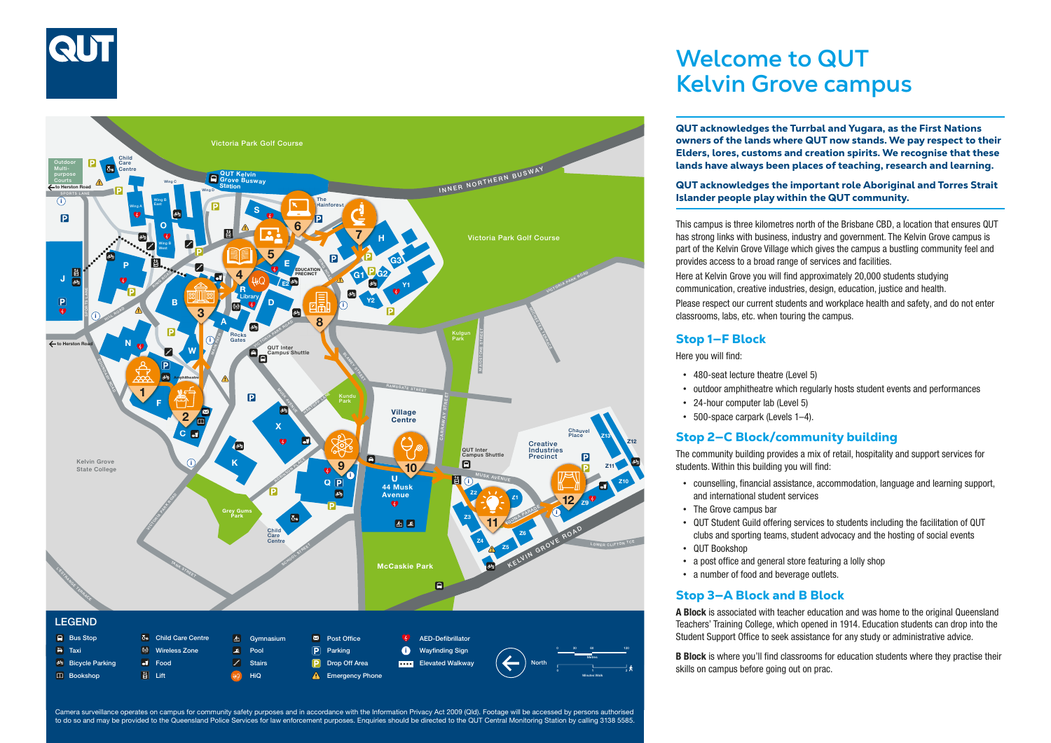# Welcome to QUT Kelvin Grove campus

**QUT acknowledges the Turrbal and Yugara, as the First Nations owners of the lands where QUT now stands. We pay respect to their Elders, lores, customs and creation spirits. We recognise that these lands have always been places of teaching, research and learning.**

**QUT acknowledges the important role Aboriginal and Torres Strait Islander people play within the QUT community.**

This campus is three kilometres north of the Brisbane CBD, a location that ensures QUT has strong links with business, industry and government. The Kelvin Grove campus is part of the Kelvin Grove Village which gives the campus a bustling community feel and provides access to a broad range of services and facilities.

Here at Kelvin Grove you will find approximately 20,000 students studying communication, creative industries, design, education, justice and health.

Please respect our current students and workplace health and safety, and do not enter classrooms, labs, etc. when touring the campus.

## Stop 1—F Block

Here you will find:

- 480-seat lecture theatre (Level 5)
- outdoor amphitheatre which regularly hosts student events and performances
- 24-hour computer lab (Level 5)
- 500-space carpark (Levels 1–4).

## Stop 2—C Block/community building

The community building provides a mix of retail, hospitality and support services for students. Within this building you will find:

- counselling, financial assistance, accommodation, language and learning support, and international student services
- The Grove campus bar
- QUT Student Guild offering services to students including the facilitation of QUT clubs and sporting teams, student advocacy and the hosting of social events
- QUT Bookshop
- a post office and general store featuring a lolly shop
- a number of food and beverage outlets.

## Stop 3—A Block and B Block

**A Block** is associated with teacher education and was home to the original Queensland Teachers' Training College, which opened in 1914. Education students can drop into the Student Support Office to seek assistance for any study or administrative advice.

**B Block** is where you'll find classrooms for education students where they practise their skills on campus before going out on prac.

Camera surveillance operates on campus for community safety purposes and in accordance with the Information Privacy Act 2009 (Qld). Footage will be accessed by persons authorised to do so and may be provided to the Queensland Police Services for law enforcement purposes. Enquiries should be directed to the QUT Central Monitoring Station by calling 3138 5585.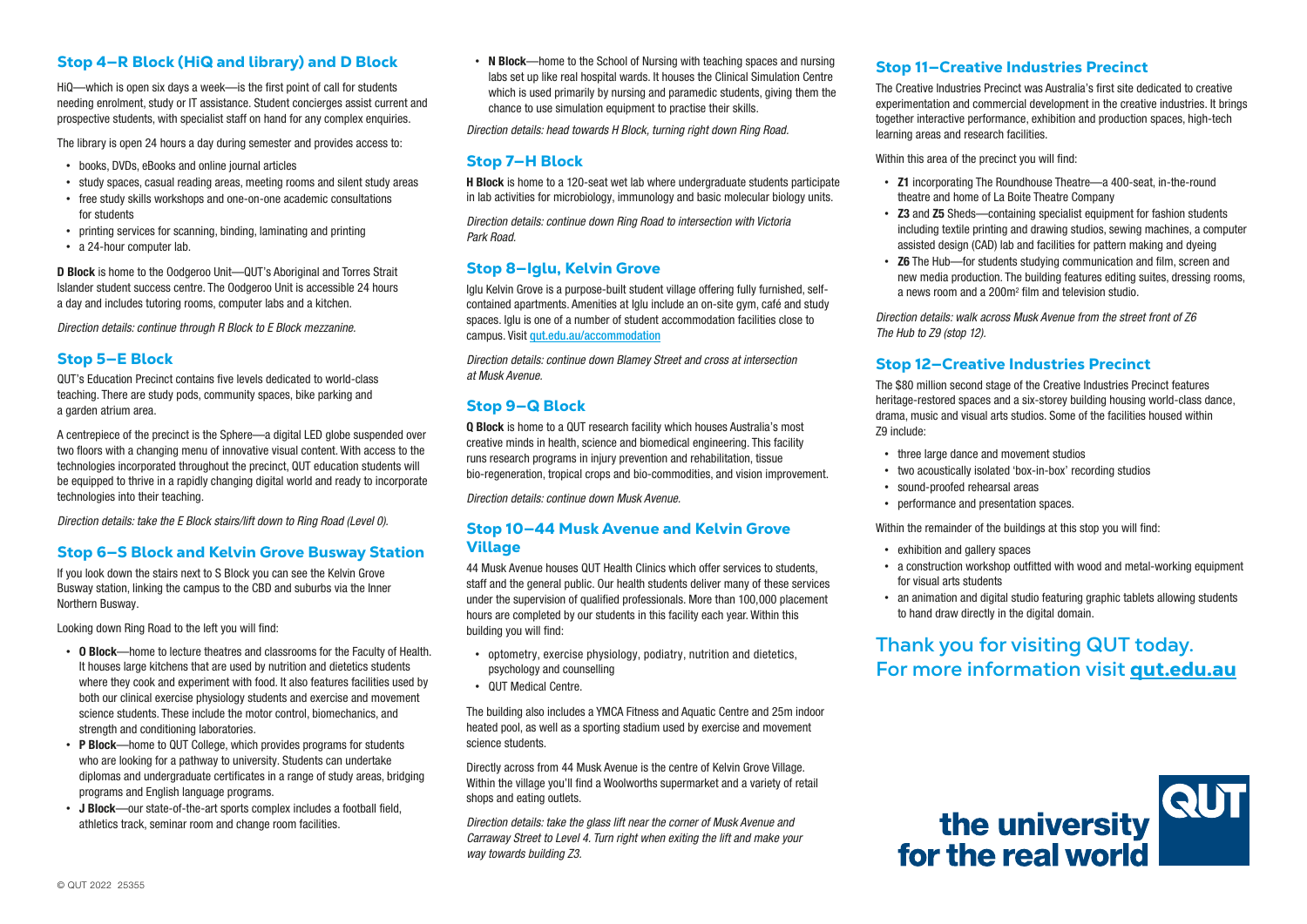## Stop 4—R Block (HiQ and library) and D Block

HiQ—which is open six days a week—is the first point of call for students needing enrolment, study or IT assistance. Student concierges assist current and prospective students, with specialist staff on hand for any complex enquiries.

The library is open 24 hours a day during semester and provides access to:

- books, DVDs, eBooks and online journal articles
- study spaces, casual reading areas, meeting rooms and silent study areas
- free study skills workshops and one-on-one academic consultations for students
- printing services for scanning, binding, laminating and printing
- a 24-hour computer lab.

**D Block** is home to the Oodgeroo Unit—QUT's Aboriginal and Torres Strait Islander student success centre. The Oodgeroo Unit is accessible 24 hours a day and includes tutoring rooms, computer labs and a kitchen.

*Direction details: continue through R Block to E Block mezzanine.*

## Stop 5—E Block

QUT's Education Precinct contains five levels dedicated to world-class teaching. There are study pods, community spaces, bike parking and a garden atrium area.

A centrepiece of the precinct is the Sphere—a digital LED globe suspended over two floors with a changing menu of innovative visual content. With access to the technologies incorporated throughout the precinct, QUT education students will be equipped to thrive in a rapidly changing digital world and ready to incorporate technologies into their teaching.

*Direction details: take the E Block stairs/lift down to Ring Road (Level 0).*

## Stop 6—S Block and Kelvin Grove Busway Station

If you look down the stairs next to S Block you can see the Kelvin Grove Busway station, linking the campus to the CBD and suburbs via the Inner Northern Busway.

Looking down Ring Road to the left you will find:

- **O Block**—home to lecture theatres and classrooms for the Faculty of Health. It houses large kitchens that are used by nutrition and dietetics students where they cook and experiment with food. It also features facilities used by both our clinical exercise physiology students and exercise and movement science students. These include the motor control, biomechanics, and strength and conditioning laboratories.
- **P Block**—home to QUT College, which provides programs for students who are looking for a pathway to university. Students can undertake diplomas and undergraduate certificates in a range of study areas, bridging programs and English language programs.
- **J Block**—our state-of-the-art sports complex includes a football field, athletics track, seminar room and change room facilities.
- **N Block**—home to the School of Nursing with teaching spaces and nursing labs set up like real hospital wards. It houses the Clinical Simulation Centre which is used primarily by nursing and paramedic students, giving them the chance to use simulation equipment to practise their skills.

*Direction details: head towards H Block, turning right down Ring Road.*

## Stop 7—H Block

**H Block** is home to a 120-seat wet lab where undergraduate students participate in lab activities for microbiology, immunology and basic molecular biology units.

*Direction details: continue down Ring Road to intersection with Victoria Park Road.*

## Stop 8—Iglu, Kelvin Grove

Iglu Kelvin Grove is a purpose-built student village offering fully furnished, self-contained apartments. Amenities at Iglu include an on-site gym, café and study spaces. Iglu is one of a number of student accommodation facilities close to campus. Visit qut.edu.au/accommodation

*Direction details: continue down Blamey Street and cross at intersection at Musk Avenue.*

## Stop 9—Q Block

**Q Block** is home to a QUT research facility which houses Australia's most creative minds in health, science and biomedical engineering. This facility runs research programs in injury prevention and rehabilitation, tissue bio-regeneration, tropical crops and bio-commodities, and vision improvement.

*Direction details: continue down Musk Avenue.*

## Stop 10—44 Musk Avenue and Kelvin Grove Village

44 Musk Avenue houses QUT Health Clinics which offer services to students, staff and the general public. Our health students deliver many of these services under the supervision of qualified professionals. More than 100,000 placement hours are completed by our students in this facility each year. Within this building you will find:

- optometry, exercise physiology, podiatry, nutrition and dietetics, psychology and counselling
- QUT Medical Centre.

The building also includes a YMCA Fitness and Aquatic Centre and 25m indoor heated pool, as well as a sporting stadium used by exercise and movement science students.

Directly across from 44 Musk Avenue is the centre of Kelvin Grove Village. Within the village you'll find a Woolworths supermarket and a variety of retail shops and eating outlets.

*Direction details: take the glass lift near the corner of Musk Avenue and Carraway Street to Level 4. Turn right when exiting the lift and make your way towards building Z3.*

## Stop 11—Creative Industries Precinct

The Creative Industries Precinct was Australia's first site dedicated to creative experimentation and commercial development in the creative industries. It brings together interactive performance, exhibition and production spaces, high-tech learning areas and research facilities.

Within this area of the precinct you will find:

- **Z1** incorporating The Roundhouse Theatre—a 400-seat, in-the-round theatre and home of La Boite Theatre Company
- **Z3** and **Z5** Sheds—containing specialist equipment for fashion students including textile printing and drawing studios, sewing machines, a computer assisted design (CAD) lab and facilities for pattern making and dyeing
- **Z6** The Hub—for students studying communication and film, screen and new media production. The building features editing suites, dressing rooms, a news room and a 200m² film and television studio.

*Direction details: walk across Musk Avenue from the street front of Z6 The Hub to Z9 (stop 12).*

## Stop 12—Creative Industries Precinct

The $80 million second stage of the Creative Industries Precinct features heritage-restored spaces and a six-storey building housing world-class dance, drama, music and visual arts studios. Some of the facilities housed within Z9 include:

- three large dance and movement studios
- two acoustically isolated 'box-in-box' recording studios
- sound-proofed rehearsal areas
- performance and presentation spaces.

Within the remainder of the buildings at this stop you will find:

- exhibition and gallery spaces
- a construction workshop outfitted with wood and metal-working equipment for visual arts students
- an animation and digital studio featuring graphic tablets allowing students to hand draw directly in the digital domain.

## Thank you for visiting QUT today. For more information visit qut.edu.au

**the university for the real world** QUT

© QUT 2022 25355